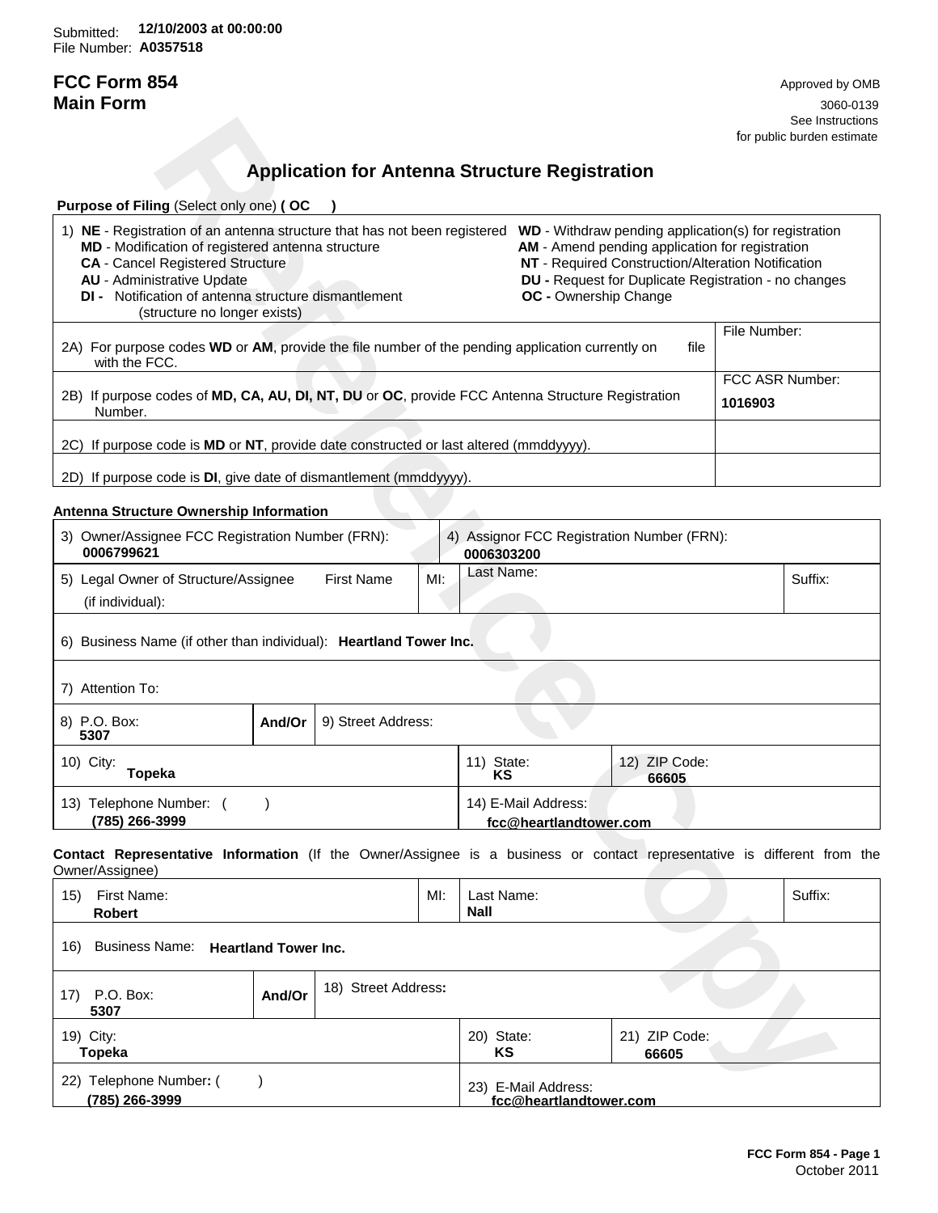Submitted: **12/10/2003 at 00:00:00**
File Number: **A0357518**

# FCC Form 854
# Main Form

Approved by OMB
3060-0139
See Instructions
for public burden estimate

## Application for Antenna Structure Registration

**Purpose of Filing** (Select only one) **( OC )**

| | |
|---|---|
| 1) **NE** - Registration of an antenna structure that has not been registered<br>**MD** - Modification of registered antenna structure<br>**CA** - Cancel Registered Structure<br>**AU** - Administrative Update<br>**DI** - Notification of antenna structure dismantlement (structure no longer exists) | **WD** - Withdraw pending application(s) for registration<br>**AM** - Amend pending application for registration<br>**NT** - Required Construction/Alteration Notification<br>**DU** - Request for Duplicate Registration - no changes<br>**OC** - Ownership Change |
| 2A) For purpose codes **WD** or **AM**, provide the file number of the pending application currently on file with the FCC. | File Number: |
| 2B) If purpose codes of **MD, CA, AU, DI, NT, DU** or **OC**, provide FCC Antenna Structure Registration Number. | FCC ASR Number: **1016903** |
| 2C) If purpose code is **MD** or **NT**, provide date constructed or last altered (mmddyyyy). | |
| 2D) If purpose code is **DI**, give date of dismantlement (mmddyyyy). | |

**Antenna Structure Ownership Information**

| | | | |
|---|---|---|---|
| 3) Owner/Assignee FCC Registration Number (FRN): **0006799621** | | 4) Assignor FCC Registration Number (FRN): **0006303200** | |
| 5) Legal Owner of Structure/Assignee (if individual): First Name | MI: | Last Name: | Suffix: |
| 6) Business Name (if other than individual): **Heartland Tower Inc.** | | | |
| 7) Attention To: | | | |
| 8) P.O. Box: **5307** | And/Or | 9) Street Address: | |
| 10) City: **Topeka** | | 11) State: **KS** | 12) ZIP Code: **66605** |
| 13) Telephone Number: **(785) 266-3999** | | 14) E-Mail Address: **fcc@heartlandtower.com** | |

**Contact Representative Information** (If the Owner/Assignee is a business or contact representative is different from the Owner/Assignee)

| | | | |
|---|---|---|---|
| 15) First Name: **Robert** | MI: | Last Name: **Nall** | Suffix: |
| 16) Business Name: **Heartland Tower Inc.** | | | |
| 17) P.O. Box: **5307** | And/Or | 18) Street Address: | |
| 19) City: **Topeka** | | 20) State: **KS** | 21) ZIP Code: **66605** |
| 22) Telephone Number: **(785) 266-3999** | | 23) E-Mail Address: **fcc@heartlandtower.com** | |

FCC Form 854 - Page 1
October 2011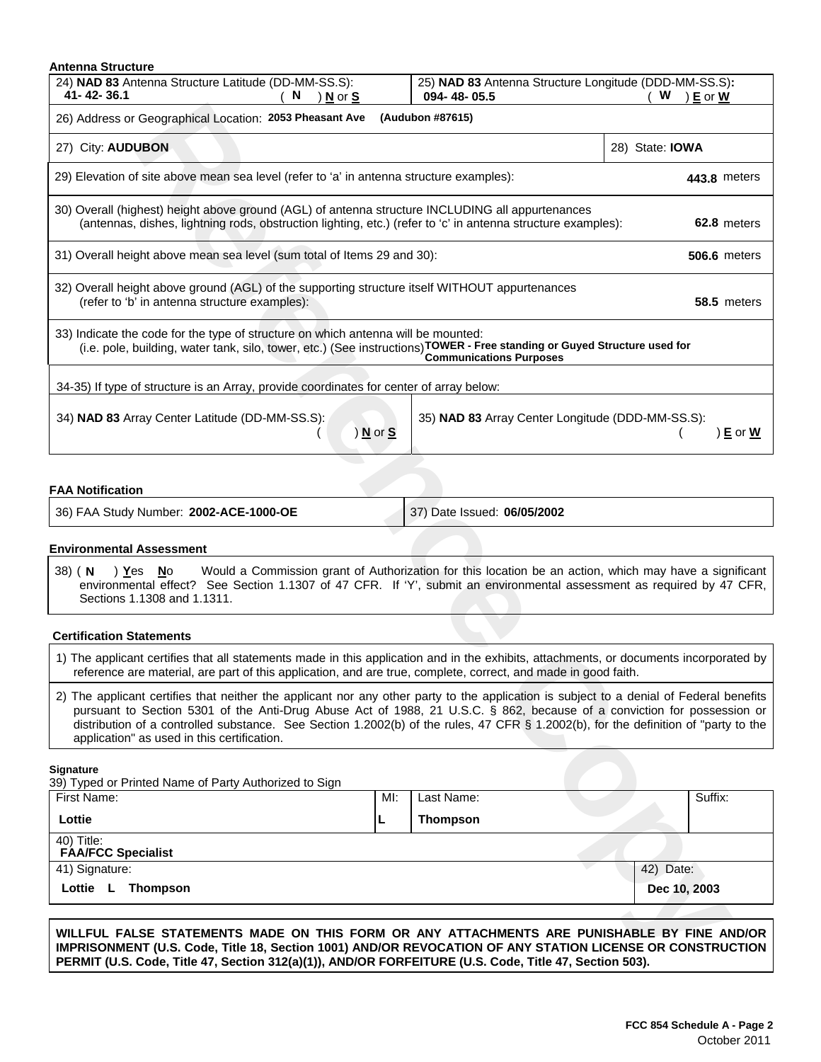**Antenna Structure**

| | |
|---|---|
| 24) **NAD 83** Antenna Structure Latitude (DD-MM-SS.S): **41- 42- 36.1** ( **N** ) **N** or **S** | 25) **NAD 83** Antenna Structure Longitude (DDD-MM-SS.S): **094- 48- 05.5** ( **W** ) **E** or **W** |

26) Address or Geographical Location: **2053 Pheasant Ave (Audubon #87615)**

| | |
|---|---|
| 27) City: **AUDUBON** | 28) State: **IOWA** |

| | |
|---|---|
| 29) Elevation of site above mean sea level (refer to 'a' in antenna structure examples): | **443.8** meters |
| 30) Overall (highest) height above ground (AGL) of antenna structure INCLUDING all appurtenances (antennas, dishes, lightning rods, obstruction lighting, etc.) (refer to 'c' in antenna structure examples): | **62.8** meters |
| 31) Overall height above mean sea level (sum total of Items 29 and 30): | **506.6** meters |
| 32) Overall height above ground (AGL) of the supporting structure itself WITHOUT appurtenances (refer to 'b' in antenna structure examples): | **58.5** meters |

33) Indicate the code for the type of structure on which antenna will be mounted: (i.e. pole, building, water tank, silo, tower, etc.) (See instructions) **TOWER - Free standing or Guyed Structure used for Communications Purposes**

34-35) If type of structure is an Array, provide coordinates for center of array below:

| | |
|---|---|
| 34) **NAD 83** Array Center Latitude (DD-MM-SS.S): ( ) **N** or **S** | 35) **NAD 83** Array Center Longitude (DDD-MM-SS.S): ( ) **E** or **W** |

**FAA Notification**

| | |
|---|---|
| 36) FAA Study Number: **2002-ACE-1000-OE** | 37) Date Issued: **06/05/2002** |

**Environmental Assessment**

38) ( **N** ) **Y**es **N**o Would a Commission grant of Authorization for this location be an action, which may have a significant environmental effect? See Section 1.1307 of 47 CFR. If 'Y', submit an environmental assessment as required by 47 CFR, Sections 1.1308 and 1.1311.

**Certification Statements**

1) The applicant certifies that all statements made in this application and in the exhibits, attachments, or documents incorporated by reference are material, are part of this application, and are true, complete, correct, and made in good faith.

2) The applicant certifies that neither the applicant nor any other party to the application is subject to a denial of Federal benefits pursuant to Section 5301 of the Anti-Drug Abuse Act of 1988, 21 U.S.C. § 862, because of a conviction for possession or distribution of a controlled substance. See Section 1.2002(b) of the rules, 47 CFR § 1.2002(b), for the definition of "party to the application" as used in this certification.

**Signature**

39) Typed or Printed Name of Party Authorized to Sign

| First Name: | MI: | Last Name: | Suffix: |
|---|---|---|---|
| **Lottie** | **L** | **Thompson** | |

40) Title: **FAA/FCC Specialist**

| | |
|---|---|
| 41) Signature: **Lottie L Thompson** | 42) Date: **Dec 10, 2003** |

**WILLFUL FALSE STATEMENTS MADE ON THIS FORM OR ANY ATTACHMENTS ARE PUNISHABLE BY FINE AND/OR IMPRISONMENT (U.S. Code, Title 18, Section 1001) AND/OR REVOCATION OF ANY STATION LICENSE OR CONSTRUCTION PERMIT (U.S. Code, Title 47, Section 312(a)(1)), AND/OR FORFEITURE (U.S. Code, Title 47, Section 503).**